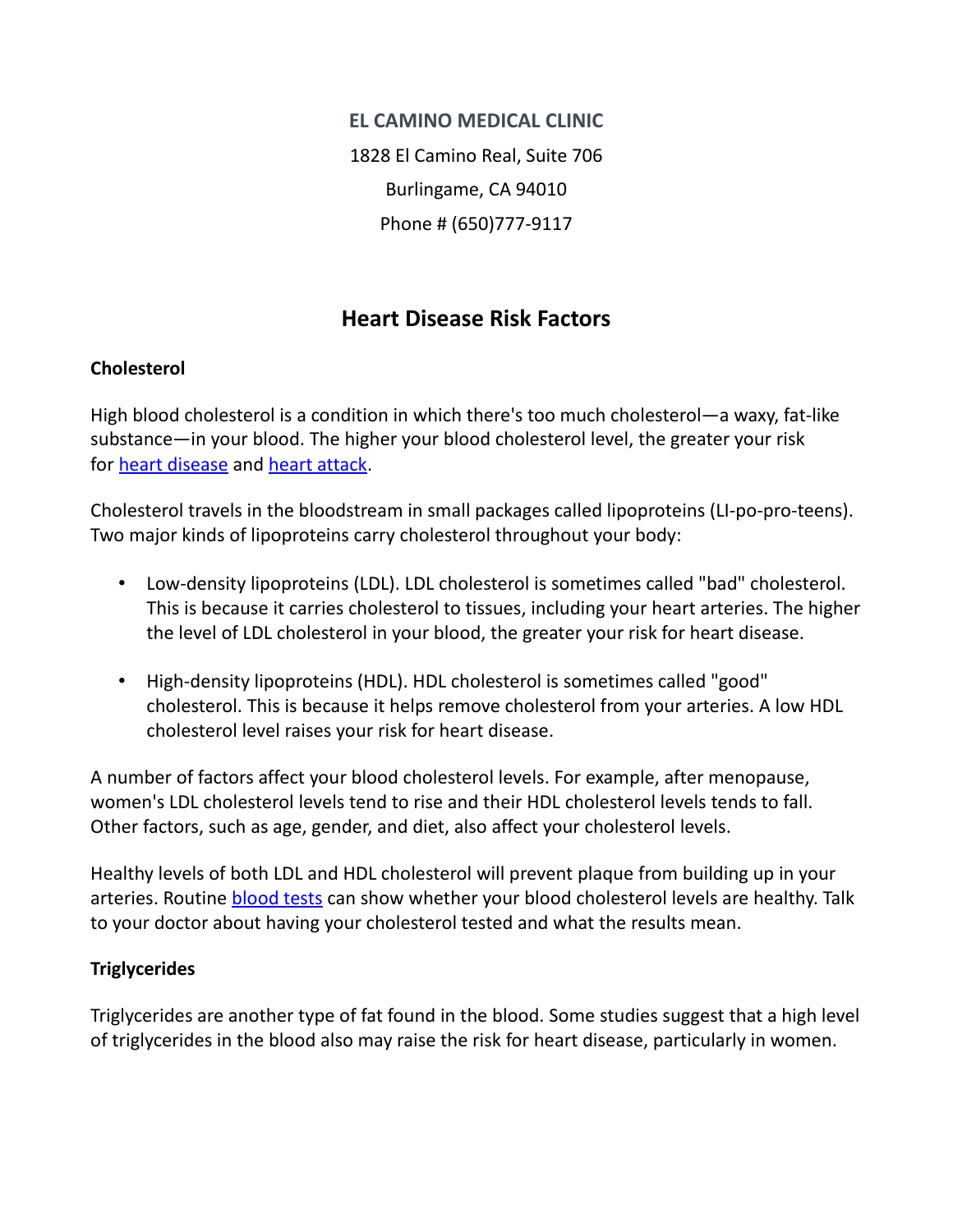**EL CAMINO MEDICAL CLINIC**

1828 El Camino Real, Suite 706

Burlingame, CA 94010

Phone # (650)777-9117

# Heart Disease Risk Factors

## Cholesterol

High blood cholesterol is a condition in which there's too much cholesterol—a waxy, fat-like substance—in your blood. The higher your blood cholesterol level, the greater your risk for heart disease and heart attack.

Cholesterol travels in the bloodstream in small packages called lipoproteins (LI-po-pro-teens). Two major kinds of lipoproteins carry cholesterol throughout your body:

- Low-density lipoproteins (LDL). LDL cholesterol is sometimes called "bad" cholesterol. This is because it carries cholesterol to tissues, including your heart arteries. The higher the level of LDL cholesterol in your blood, the greater your risk for heart disease.
- High-density lipoproteins (HDL). HDL cholesterol is sometimes called "good" cholesterol. This is because it helps remove cholesterol from your arteries. A low HDL cholesterol level raises your risk for heart disease.

A number of factors affect your blood cholesterol levels. For example, after menopause, women's LDL cholesterol levels tend to rise and their HDL cholesterol levels tends to fall. Other factors, such as age, gender, and diet, also affect your cholesterol levels.

Healthy levels of both LDL and HDL cholesterol will prevent plaque from building up in your arteries. Routine blood tests can show whether your blood cholesterol levels are healthy. Talk to your doctor about having your cholesterol tested and what the results mean.

## Triglycerides

Triglycerides are another type of fat found in the blood. Some studies suggest that a high level of triglycerides in the blood also may raise the risk for heart disease, particularly in women.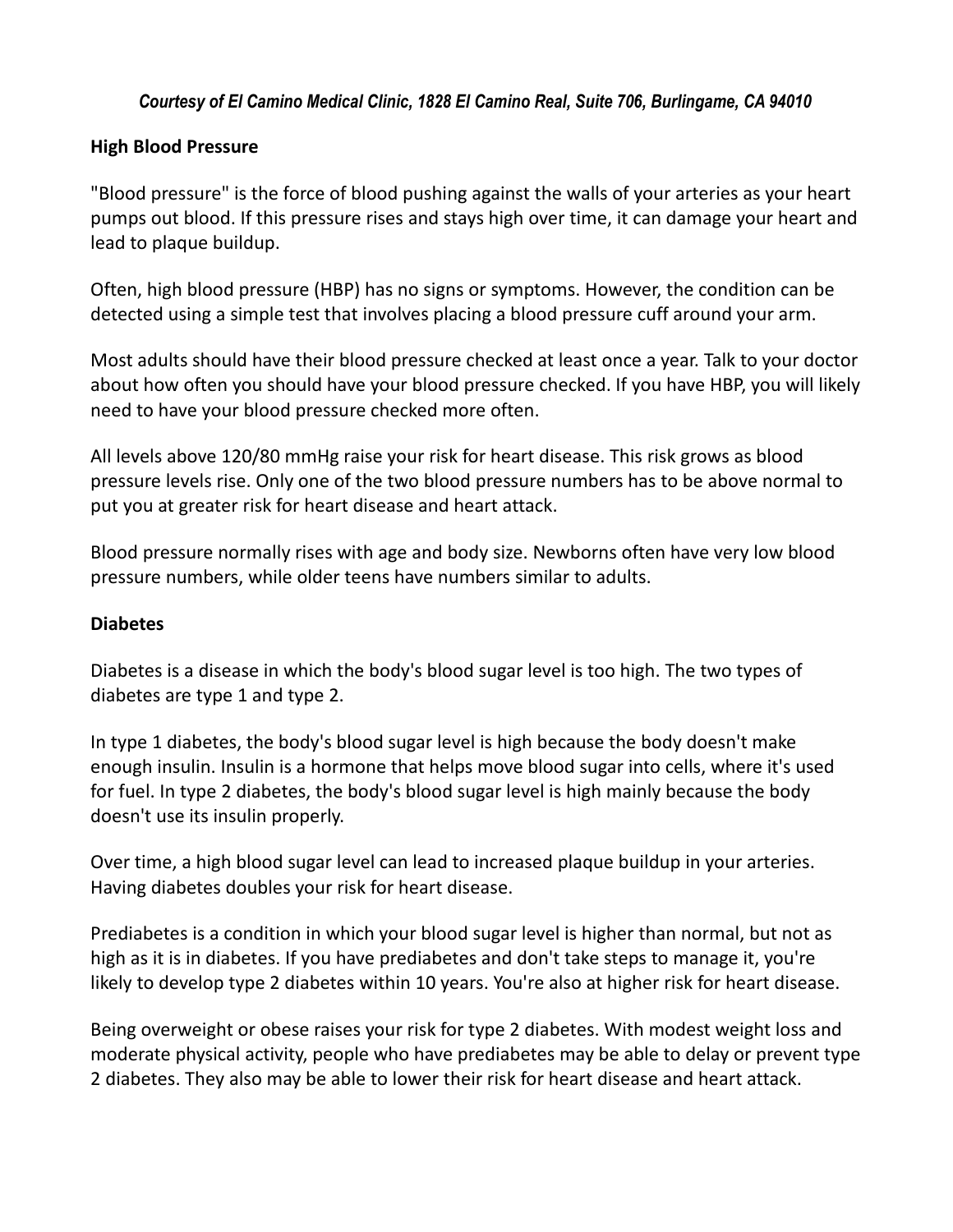*Courtesy of El Camino Medical Clinic, 1828 El Camino Real, Suite 706, Burlingame, CA 94010*

**High Blood Pressure**

"Blood pressure" is the force of blood pushing against the walls of your arteries as your heart pumps out blood. If this pressure rises and stays high over time, it can damage your heart and lead to plaque buildup.

Often, high blood pressure (HBP) has no signs or symptoms. However, the condition can be detected using a simple test that involves placing a blood pressure cuff around your arm.

Most adults should have their blood pressure checked at least once a year. Talk to your doctor about how often you should have your blood pressure checked. If you have HBP, you will likely need to have your blood pressure checked more often.

All levels above 120/80 mmHg raise your risk for heart disease. This risk grows as blood pressure levels rise. Only one of the two blood pressure numbers has to be above normal to put you at greater risk for heart disease and heart attack.

Blood pressure normally rises with age and body size. Newborns often have very low blood pressure numbers, while older teens have numbers similar to adults.

**Diabetes**

Diabetes is a disease in which the body's blood sugar level is too high. The two types of diabetes are type 1 and type 2.

In type 1 diabetes, the body's blood sugar level is high because the body doesn't make enough insulin. Insulin is a hormone that helps move blood sugar into cells, where it's used for fuel. In type 2 diabetes, the body's blood sugar level is high mainly because the body doesn't use its insulin properly.

Over time, a high blood sugar level can lead to increased plaque buildup in your arteries. Having diabetes doubles your risk for heart disease.

Prediabetes is a condition in which your blood sugar level is higher than normal, but not as high as it is in diabetes. If you have prediabetes and don't take steps to manage it, you're likely to develop type 2 diabetes within 10 years. You're also at higher risk for heart disease.

Being overweight or obese raises your risk for type 2 diabetes. With modest weight loss and moderate physical activity, people who have prediabetes may be able to delay or prevent type 2 diabetes. They also may be able to lower their risk for heart disease and heart attack.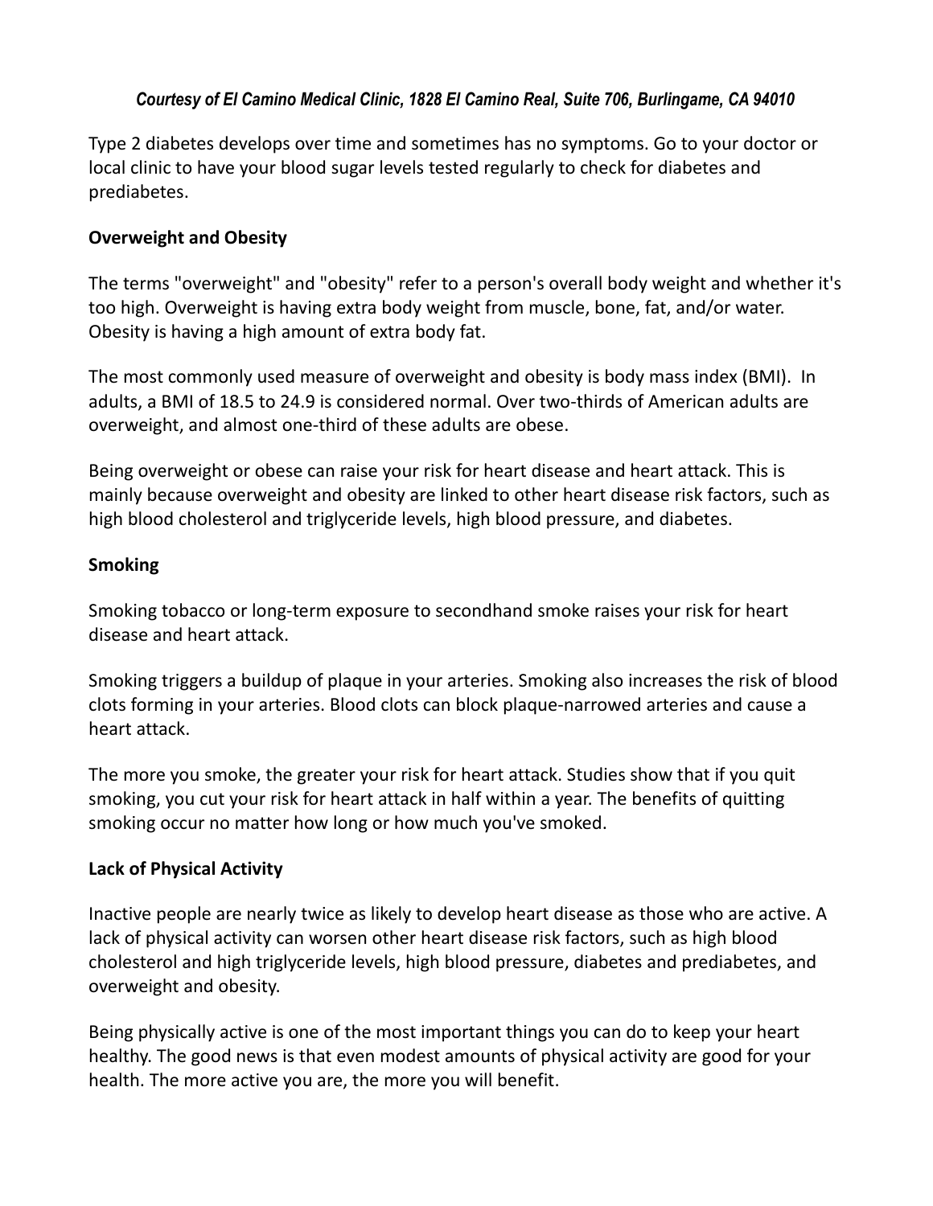Type 2 diabetes develops over time and sometimes has no symptoms. Go to your doctor or local clinic to have your blood sugar levels tested regularly to check for diabetes and prediabetes.

**Overweight and Obesity**

The terms "overweight" and "obesity" refer to a person's overall body weight and whether it's too high. Overweight is having extra body weight from muscle, bone, fat, and/or water. Obesity is having a high amount of extra body fat.

The most commonly used measure of overweight and obesity is body mass index (BMI). In adults, a BMI of 18.5 to 24.9 is considered normal. Over two-thirds of American adults are overweight, and almost one-third of these adults are obese.

Being overweight or obese can raise your risk for heart disease and heart attack. This is mainly because overweight and obesity are linked to other heart disease risk factors, such as high blood cholesterol and triglyceride levels, high blood pressure, and diabetes.

**Smoking**

Smoking tobacco or long-term exposure to secondhand smoke raises your risk for heart disease and heart attack.

Smoking triggers a buildup of plaque in your arteries. Smoking also increases the risk of blood clots forming in your arteries. Blood clots can block plaque-narrowed arteries and cause a heart attack.

The more you smoke, the greater your risk for heart attack. Studies show that if you quit smoking, you cut your risk for heart attack in half within a year. The benefits of quitting smoking occur no matter how long or how much you've smoked.

**Lack of Physical Activity**

Inactive people are nearly twice as likely to develop heart disease as those who are active. A lack of physical activity can worsen other heart disease risk factors, such as high blood cholesterol and high triglyceride levels, high blood pressure, diabetes and prediabetes, and overweight and obesity.

Being physically active is one of the most important things you can do to keep your heart healthy. The good news is that even modest amounts of physical activity are good for your health. The more active you are, the more you will benefit.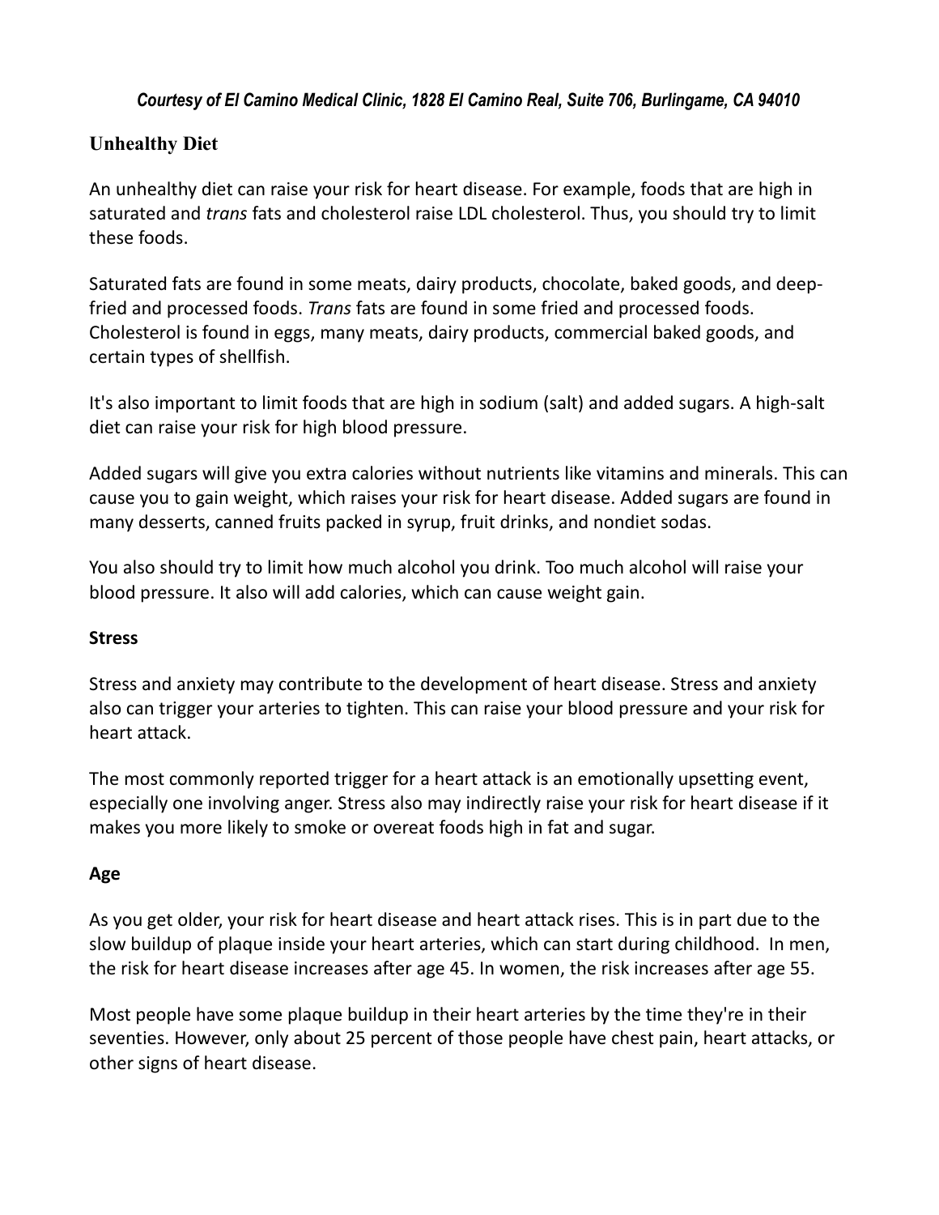*Courtesy of El Camino Medical Clinic, 1828 El Camino Real, Suite 706, Burlingame, CA 94010*

## Unhealthy Diet

An unhealthy diet can raise your risk for heart disease. For example, foods that are high in saturated and *trans* fats and cholesterol raise LDL cholesterol. Thus, you should try to limit these foods.

Saturated fats are found in some meats, dairy products, chocolate, baked goods, and deep-fried and processed foods. *Trans* fats are found in some fried and processed foods. Cholesterol is found in eggs, many meats, dairy products, commercial baked goods, and certain types of shellfish.

It's also important to limit foods that are high in sodium (salt) and added sugars. A high-salt diet can raise your risk for high blood pressure.

Added sugars will give you extra calories without nutrients like vitamins and minerals. This can cause you to gain weight, which raises your risk for heart disease. Added sugars are found in many desserts, canned fruits packed in syrup, fruit drinks, and nondiet sodas.

You also should try to limit how much alcohol you drink. Too much alcohol will raise your blood pressure. It also will add calories, which can cause weight gain.

**Stress**

Stress and anxiety may contribute to the development of heart disease. Stress and anxiety also can trigger your arteries to tighten. This can raise your blood pressure and your risk for heart attack.

The most commonly reported trigger for a heart attack is an emotionally upsetting event, especially one involving anger. Stress also may indirectly raise your risk for heart disease if it makes you more likely to smoke or overeat foods high in fat and sugar.

**Age**

As you get older, your risk for heart disease and heart attack rises. This is in part due to the slow buildup of plaque inside your heart arteries, which can start during childhood. In men, the risk for heart disease increases after age 45. In women, the risk increases after age 55.

Most people have some plaque buildup in their heart arteries by the time they're in their seventies. However, only about 25 percent of those people have chest pain, heart attacks, or other signs of heart disease.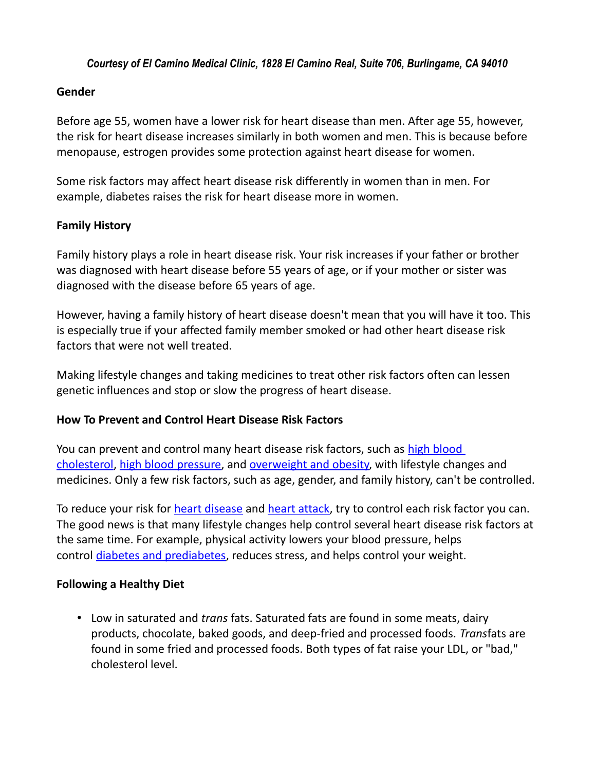*Courtesy of El Camino Medical Clinic, 1828 El Camino Real, Suite 706, Burlingame, CA 94010*

**Gender**

Before age 55, women have a lower risk for heart disease than men. After age 55, however, the risk for heart disease increases similarly in both women and men. This is because before menopause, estrogen provides some protection against heart disease for women.

Some risk factors may affect heart disease risk differently in women than in men. For example, diabetes raises the risk for heart disease more in women.

**Family History**

Family history plays a role in heart disease risk. Your risk increases if your father or brother was diagnosed with heart disease before 55 years of age, or if your mother or sister was diagnosed with the disease before 65 years of age.

However, having a family history of heart disease doesn't mean that you will have it too. This is especially true if your affected family member smoked or had other heart disease risk factors that were not well treated.

Making lifestyle changes and taking medicines to treat other risk factors often can lessen genetic influences and stop or slow the progress of heart disease.

**How To Prevent and Control Heart Disease Risk Factors**

You can prevent and control many heart disease risk factors, such as high blood cholesterol, high blood pressure, and overweight and obesity, with lifestyle changes and medicines. Only a few risk factors, such as age, gender, and family history, can't be controlled.

To reduce your risk for heart disease and heart attack, try to control each risk factor you can. The good news is that many lifestyle changes help control several heart disease risk factors at the same time. For example, physical activity lowers your blood pressure, helps control diabetes and prediabetes, reduces stress, and helps control your weight.

**Following a Healthy Diet**

- Low in saturated and *trans* fats. Saturated fats are found in some meats, dairy products, chocolate, baked goods, and deep-fried and processed foods. *Trans*fats are found in some fried and processed foods. Both types of fat raise your LDL, or "bad," cholesterol level.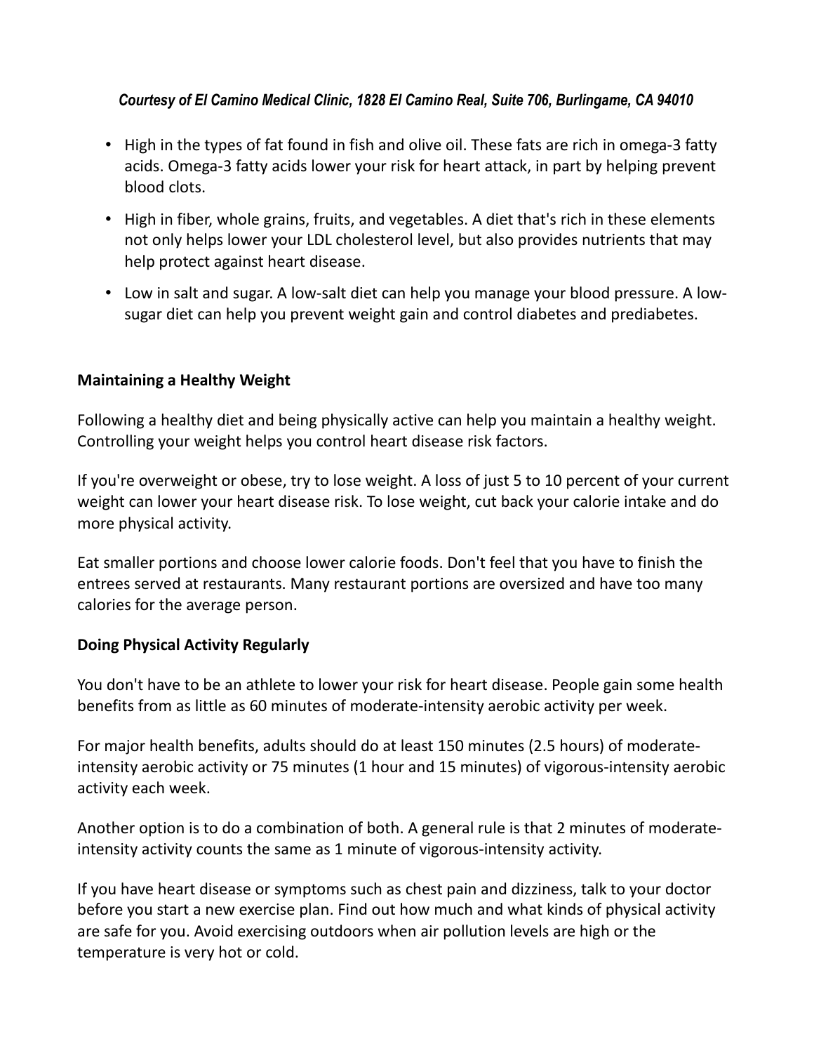*Courtesy of El Camino Medical Clinic, 1828 El Camino Real, Suite 706, Burlingame, CA 94010*

- High in the types of fat found in fish and olive oil. These fats are rich in omega-3 fatty acids. Omega-3 fatty acids lower your risk for heart attack, in part by helping prevent blood clots.
- High in fiber, whole grains, fruits, and vegetables. A diet that's rich in these elements not only helps lower your LDL cholesterol level, but also provides nutrients that may help protect against heart disease.
- Low in salt and sugar. A low-salt diet can help you manage your blood pressure. A low-sugar diet can help you prevent weight gain and control diabetes and prediabetes.

**Maintaining a Healthy Weight**

Following a healthy diet and being physically active can help you maintain a healthy weight. Controlling your weight helps you control heart disease risk factors.

If you're overweight or obese, try to lose weight. A loss of just 5 to 10 percent of your current weight can lower your heart disease risk. To lose weight, cut back your calorie intake and do more physical activity.

Eat smaller portions and choose lower calorie foods. Don't feel that you have to finish the entrees served at restaurants. Many restaurant portions are oversized and have too many calories for the average person.

**Doing Physical Activity Regularly**

You don't have to be an athlete to lower your risk for heart disease. People gain some health benefits from as little as 60 minutes of moderate-intensity aerobic activity per week.

For major health benefits, adults should do at least 150 minutes (2.5 hours) of moderate-intensity aerobic activity or 75 minutes (1 hour and 15 minutes) of vigorous-intensity aerobic activity each week.

Another option is to do a combination of both. A general rule is that 2 minutes of moderate-intensity activity counts the same as 1 minute of vigorous-intensity activity.

If you have heart disease or symptoms such as chest pain and dizziness, talk to your doctor before you start a new exercise plan. Find out how much and what kinds of physical activity are safe for you. Avoid exercising outdoors when air pollution levels are high or the temperature is very hot or cold.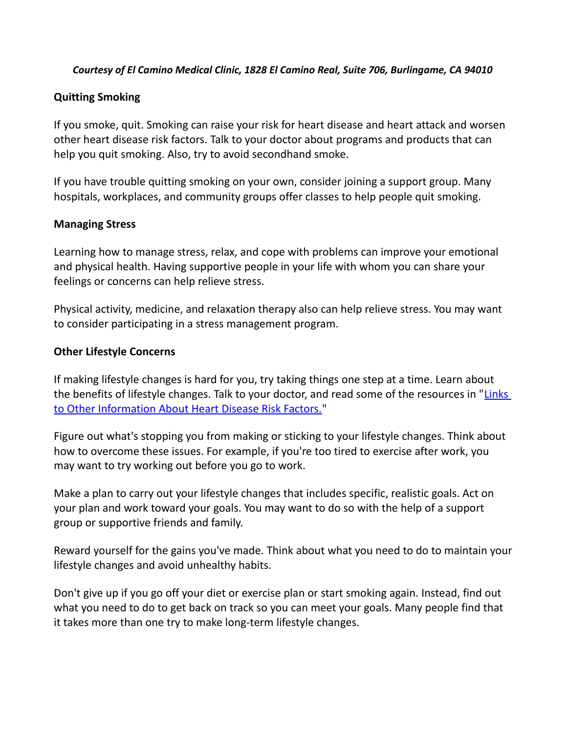***Courtesy of El Camino Medical Clinic, 1828 El Camino Real, Suite 706, Burlingame, CA 94010***

**Quitting Smoking**

If you smoke, quit. Smoking can raise your risk for heart disease and heart attack and worsen other heart disease risk factors. Talk to your doctor about programs and products that can help you quit smoking. Also, try to avoid secondhand smoke.

If you have trouble quitting smoking on your own, consider joining a support group. Many hospitals, workplaces, and community groups offer classes to help people quit smoking.

**Managing Stress**

Learning how to manage stress, relax, and cope with problems can improve your emotional and physical health. Having supportive people in your life with whom you can share your feelings or concerns can help relieve stress.

Physical activity, medicine, and relaxation therapy also can help relieve stress. You may want to consider participating in a stress management program.

**Other Lifestyle Concerns**

If making lifestyle changes is hard for you, try taking things one step at a time. Learn about the benefits of lifestyle changes. Talk to your doctor, and read some of the resources in "Links to Other Information About Heart Disease Risk Factors."

Figure out what's stopping you from making or sticking to your lifestyle changes. Think about how to overcome these issues. For example, if you're too tired to exercise after work, you may want to try working out before you go to work.

Make a plan to carry out your lifestyle changes that includes specific, realistic goals. Act on your plan and work toward your goals. You may want to do so with the help of a support group or supportive friends and family.

Reward yourself for the gains you've made. Think about what you need to do to maintain your lifestyle changes and avoid unhealthy habits.

Don't give up if you go off your diet or exercise plan or start smoking again. Instead, find out what you need to do to get back on track so you can meet your goals. Many people find that it takes more than one try to make long-term lifestyle changes.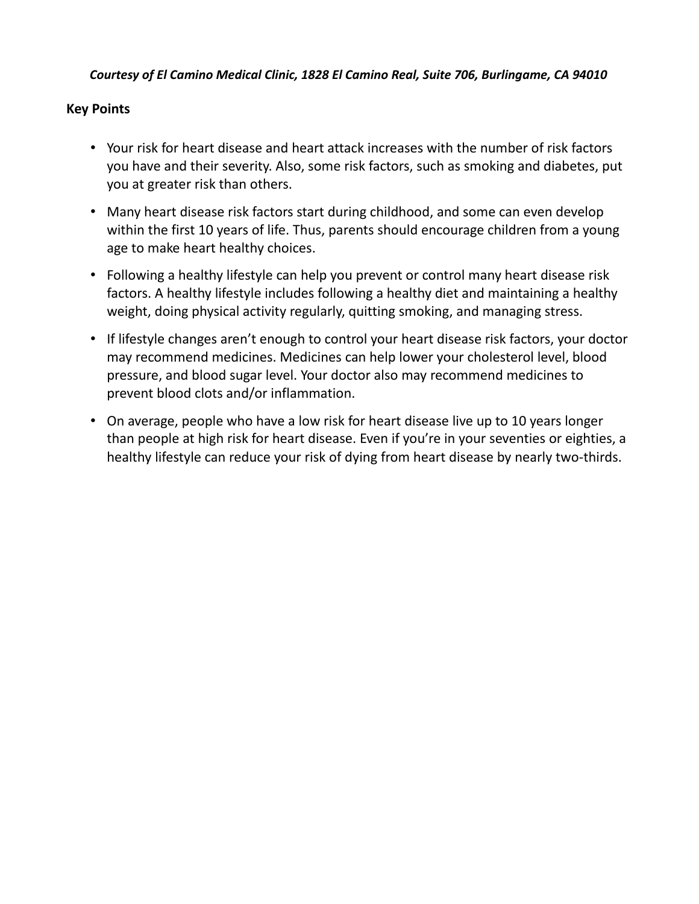*Courtesy of El Camino Medical Clinic, 1828 El Camino Real, Suite 706, Burlingame, CA 94010*

**Key Points**

- Your risk for heart disease and heart attack increases with the number of risk factors you have and their severity. Also, some risk factors, such as smoking and diabetes, put you at greater risk than others.
- Many heart disease risk factors start during childhood, and some can even develop within the first 10 years of life. Thus, parents should encourage children from a young age to make heart healthy choices.
- Following a healthy lifestyle can help you prevent or control many heart disease risk factors. A healthy lifestyle includes following a healthy diet and maintaining a healthy weight, doing physical activity regularly, quitting smoking, and managing stress.
- If lifestyle changes aren't enough to control your heart disease risk factors, your doctor may recommend medicines. Medicines can help lower your cholesterol level, blood pressure, and blood sugar level. Your doctor also may recommend medicines to prevent blood clots and/or inflammation.
- On average, people who have a low risk for heart disease live up to 10 years longer than people at high risk for heart disease. Even if you're in your seventies or eighties, a healthy lifestyle can reduce your risk of dying from heart disease by nearly two-thirds.